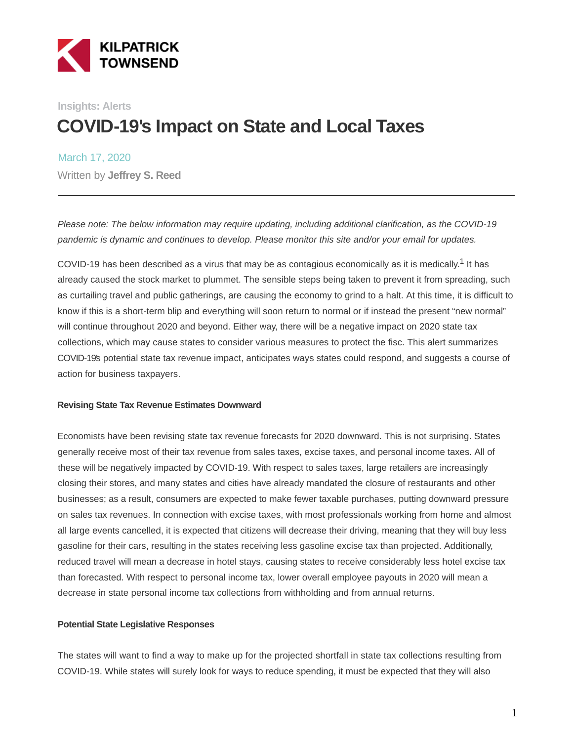KILPATRICK TOWNSEND

Insights: Alerts

# COVID-19's Impact on State and Local Taxes

March 17, 2020

Written by **Jeffrey S. Reed**

---

*Please note: The below information may require updating, including additional clarification, as the COVID-19 pandemic is dynamic and continues to develop. Please monitor this site and/or your email for updates.*

COVID-19 has been described as a virus that may be as contagious economically as it is medically.[1] It has already caused the stock market to plummet. The sensible steps being taken to prevent it from spreading, such as curtailing travel and public gatherings, are causing the economy to grind to a halt. At this time, it is difficult to know if this is a short-term blip and everything will soon return to normal or if instead the present "new normal" will continue throughout 2020 and beyond. Either way, there will be a negative impact on 2020 state tax collections, which may cause states to consider various measures to protect the fisc. This alert summarizes COVID-19's potential state tax revenue impact, anticipates ways states could respond, and suggests a course of action for business taxpayers.

**Revising State Tax Revenue Estimates Downward**

Economists have been revising state tax revenue forecasts for 2020 downward. This is not surprising. States generally receive most of their tax revenue from sales taxes, excise taxes, and personal income taxes. All of these will be negatively impacted by COVID-19. With respect to sales taxes, large retailers are increasingly closing their stores, and many states and cities have already mandated the closure of restaurants and other businesses; as a result, consumers are expected to make fewer taxable purchases, putting downward pressure on sales tax revenues. In connection with excise taxes, with most professionals working from home and almost all large events cancelled, it is expected that citizens will decrease their driving, meaning that they will buy less gasoline for their cars, resulting in the states receiving less gasoline excise tax than projected. Additionally, reduced travel will mean a decrease in hotel stays, causing states to receive considerably less hotel excise tax than forecasted. With respect to personal income tax, lower overall employee payouts in 2020 will mean a decrease in state personal income tax collections from withholding and from annual returns.

**Potential State Legislative Responses**

The states will want to find a way to make up for the projected shortfall in state tax collections resulting from COVID-19. While states will surely look for ways to reduce spending, it must be expected that they will also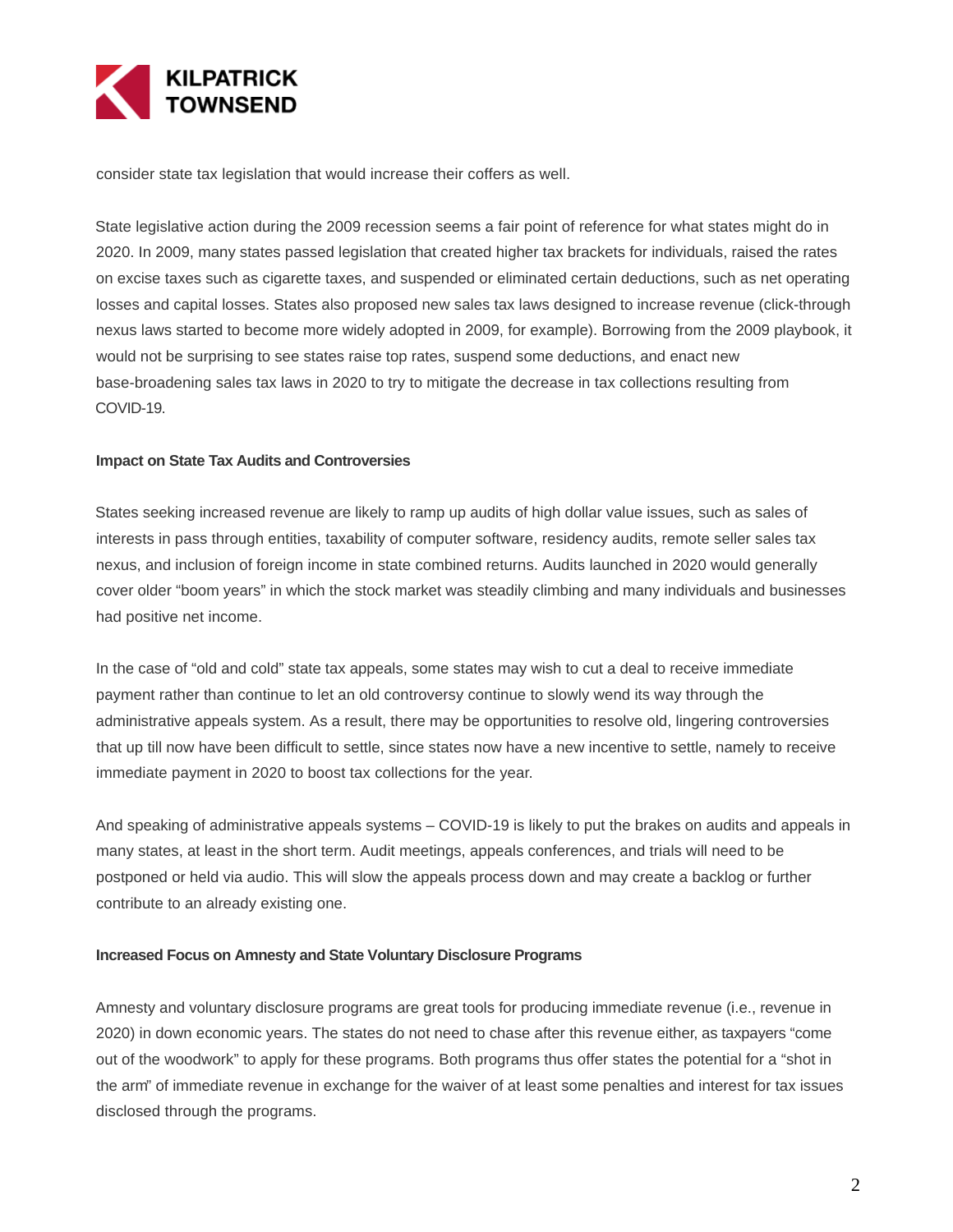consider state tax legislation that would increase their coffers as well.

State legislative action during the 2009 recession seems a fair point of reference for what states might do in 2020. In 2009, many states passed legislation that created higher tax brackets for individuals, raised the rates on excise taxes such as cigarette taxes, and suspended or eliminated certain deductions, such as net operating losses and capital losses. States also proposed new sales tax laws designed to increase revenue (click-through nexus laws started to become more widely adopted in 2009, for example). Borrowing from the 2009 playbook, it would not be surprising to see states raise top rates, suspend some deductions, and enact new base-broadening sales tax laws in 2020 to try to mitigate the decrease in tax collections resulting from COVID-19.

**Impact on State Tax Audits and Controversies**

States seeking increased revenue are likely to ramp up audits of high dollar value issues, such as sales of interests in pass through entities, taxability of computer software, residency audits, remote seller sales tax nexus, and inclusion of foreign income in state combined returns. Audits launched in 2020 would generally cover older "boom years" in which the stock market was steadily climbing and many individuals and businesses had positive net income.

In the case of "old and cold" state tax appeals, some states may wish to cut a deal to receive immediate payment rather than continue to let an old controversy continue to slowly wend its way through the administrative appeals system. As a result, there may be opportunities to resolve old, lingering controversies that up till now have been difficult to settle, since states now have a new incentive to settle, namely to receive immediate payment in 2020 to boost tax collections for the year.

And speaking of administrative appeals systems – COVID-19 is likely to put the brakes on audits and appeals in many states, at least in the short term. Audit meetings, appeals conferences, and trials will need to be postponed or held via audio. This will slow the appeals process down and may create a backlog or further contribute to an already existing one.

**Increased Focus on Amnesty and State Voluntary Disclosure Programs**

Amnesty and voluntary disclosure programs are great tools for producing immediate revenue (i.e., revenue in 2020) in down economic years. The states do not need to chase after this revenue either, as taxpayers "come out of the woodwork" to apply for these programs. Both programs thus offer states the potential for a "shot in the arm" of immediate revenue in exchange for the waiver of at least some penalties and interest for tax issues disclosed through the programs.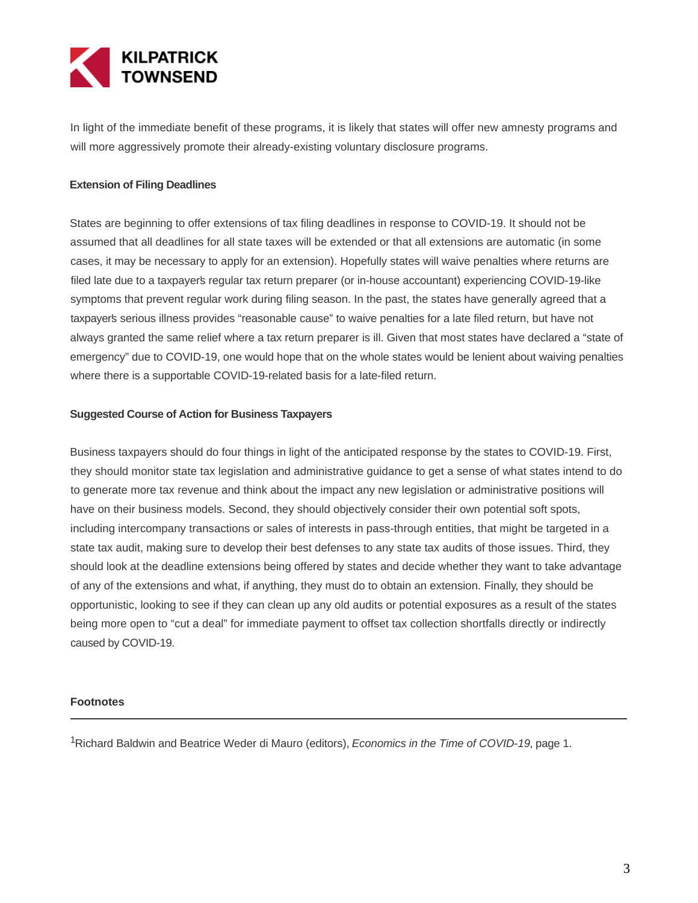In light of the immediate benefit of these programs, it is likely that states will offer new amnesty programs and will more aggressively promote their already-existing voluntary disclosure programs.

**Extension of Filing Deadlines**

States are beginning to offer extensions of tax filing deadlines in response to COVID-19. It should not be assumed that all deadlines for all state taxes will be extended or that all extensions are automatic (in some cases, it may be necessary to apply for an extension). Hopefully states will waive penalties where returns are filed late due to a taxpayer's regular tax return preparer (or in-house accountant) experiencing COVID-19-like symptoms that prevent regular work during filing season. In the past, the states have generally agreed that a taxpayer's serious illness provides "reasonable cause" to waive penalties for a late filed return, but have not always granted the same relief where a tax return preparer is ill. Given that most states have declared a "state of emergency" due to COVID-19, one would hope that on the whole states would be lenient about waiving penalties where there is a supportable COVID-19-related basis for a late-filed return.

**Suggested Course of Action for Business Taxpayers**

Business taxpayers should do four things in light of the anticipated response by the states to COVID-19. First, they should monitor state tax legislation and administrative guidance to get a sense of what states intend to do to generate more tax revenue and think about the impact any new legislation or administrative positions will have on their business models. Second, they should objectively consider their own potential soft spots, including intercompany transactions or sales of interests in pass-through entities, that might be targeted in a state tax audit, making sure to develop their best defenses to any state tax audits of those issues. Third, they should look at the deadline extensions being offered by states and decide whether they want to take advantage of any of the extensions and what, if anything, they must do to obtain an extension. Finally, they should be opportunistic, looking to see if they can clean up any old audits or potential exposures as a result of the states being more open to "cut a deal" for immediate payment to offset tax collection shortfalls directly or indirectly caused by COVID-19.

**Footnotes**

---

[1]Richard Baldwin and Beatrice Weder di Mauro (editors), *Economics in the Time of COVID-19*, page 1.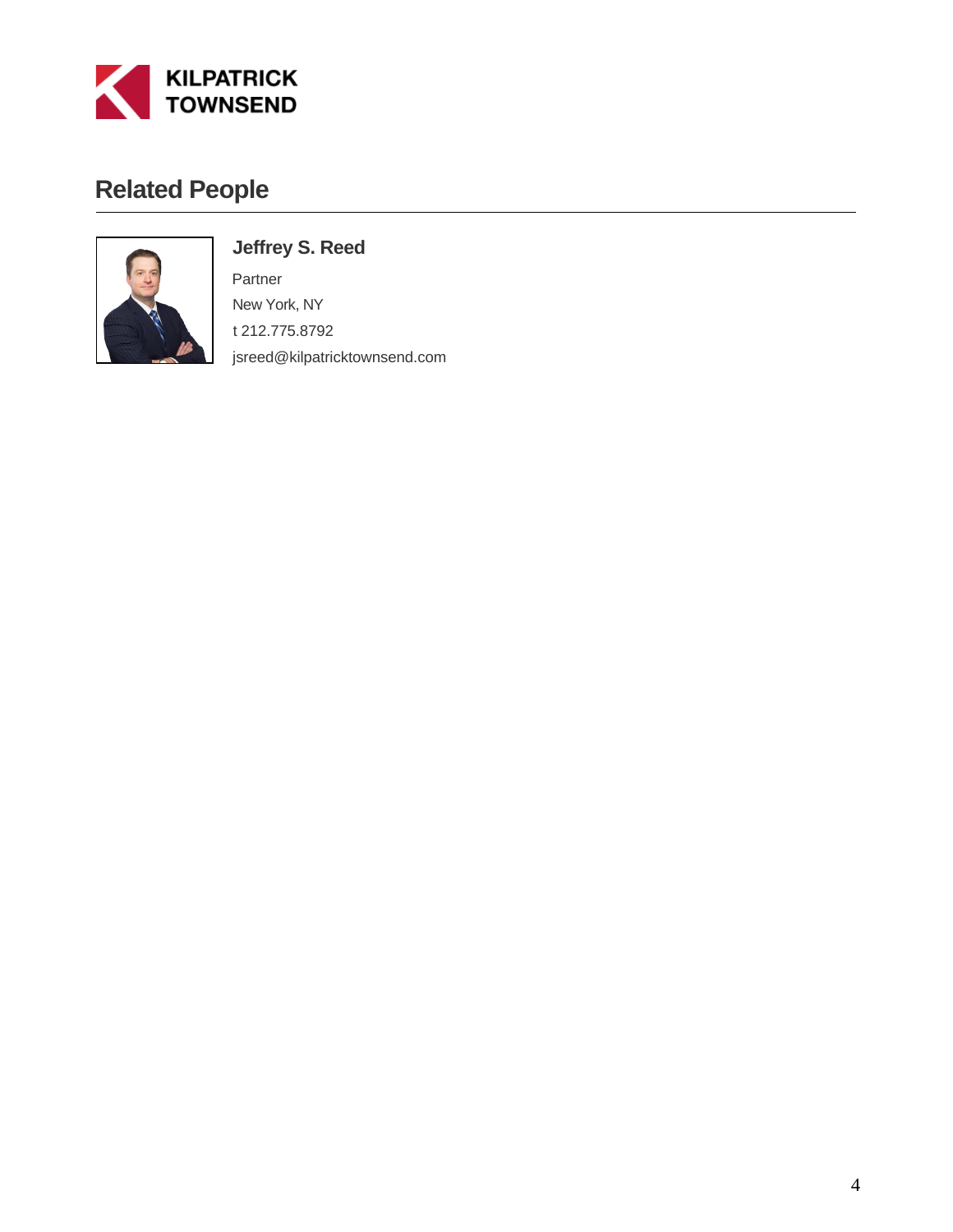## Related People

### Jeffrey S. Reed

Partner

New York, NY

t 212.775.8792

jsreed@kilpatricktownsend.com